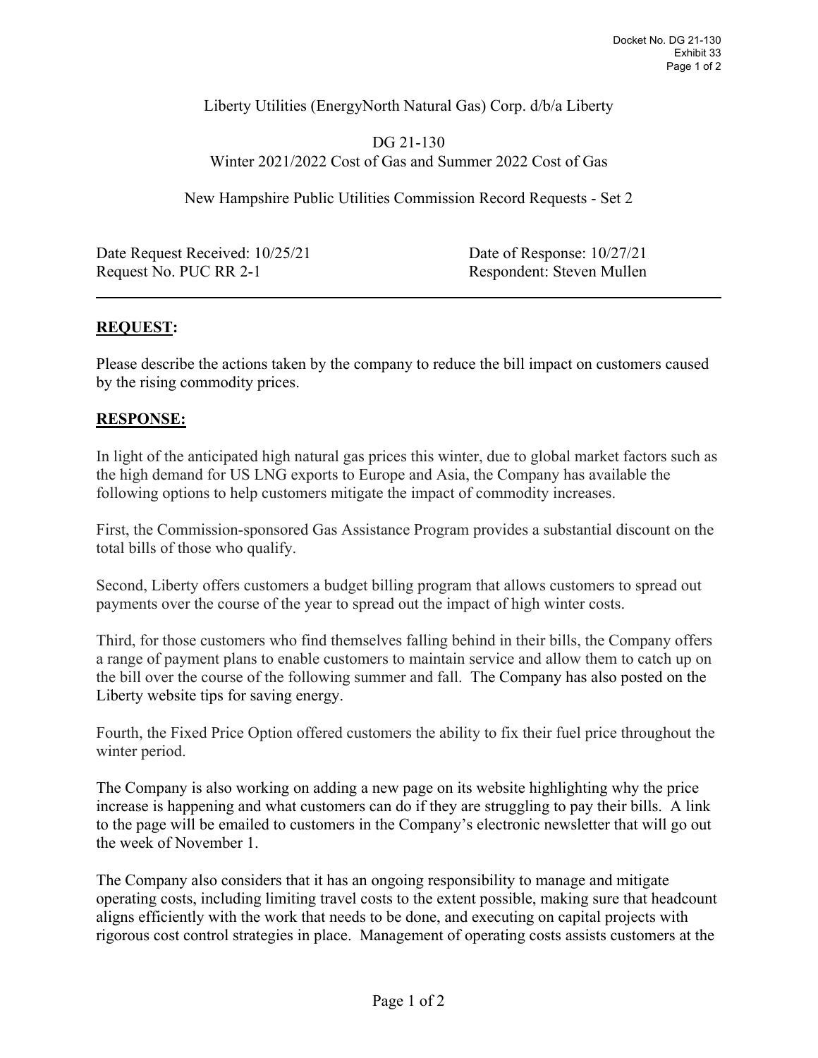Liberty Utilities (EnergyNorth Natural Gas) Corp. d/b/a Liberty

DG 21-130
Winter 2021/2022 Cost of Gas and Summer 2022 Cost of Gas

New Hampshire Public Utilities Commission Record Requests - Set 2

Date Request Received: 10/25/21 Date of Response: 10/27/21
Request No. PUC RR 2-1 Respondent: Steven Mullen

---

## REQUEST:

Please describe the actions taken by the company to reduce the bill impact on customers caused by the rising commodity prices.

## RESPONSE:

In light of the anticipated high natural gas prices this winter, due to global market factors such as the high demand for US LNG exports to Europe and Asia, the Company has available the following options to help customers mitigate the impact of commodity increases.

First, the Commission-sponsored Gas Assistance Program provides a substantial discount on the total bills of those who qualify.

Second, Liberty offers customers a budget billing program that allows customers to spread out payments over the course of the year to spread out the impact of high winter costs.

Third, for those customers who find themselves falling behind in their bills, the Company offers a range of payment plans to enable customers to maintain service and allow them to catch up on the bill over the course of the following summer and fall. The Company has also posted on the Liberty website tips for saving energy.

Fourth, the Fixed Price Option offered customers the ability to fix their fuel price throughout the winter period.

The Company is also working on adding a new page on its website highlighting why the price increase is happening and what customers can do if they are struggling to pay their bills. A link to the page will be emailed to customers in the Company's electronic newsletter that will go out the week of November 1.

The Company also considers that it has an ongoing responsibility to manage and mitigate operating costs, including limiting travel costs to the extent possible, making sure that headcount aligns efficiently with the work that needs to be done, and executing on capital projects with rigorous cost control strategies in place. Management of operating costs assists customers at the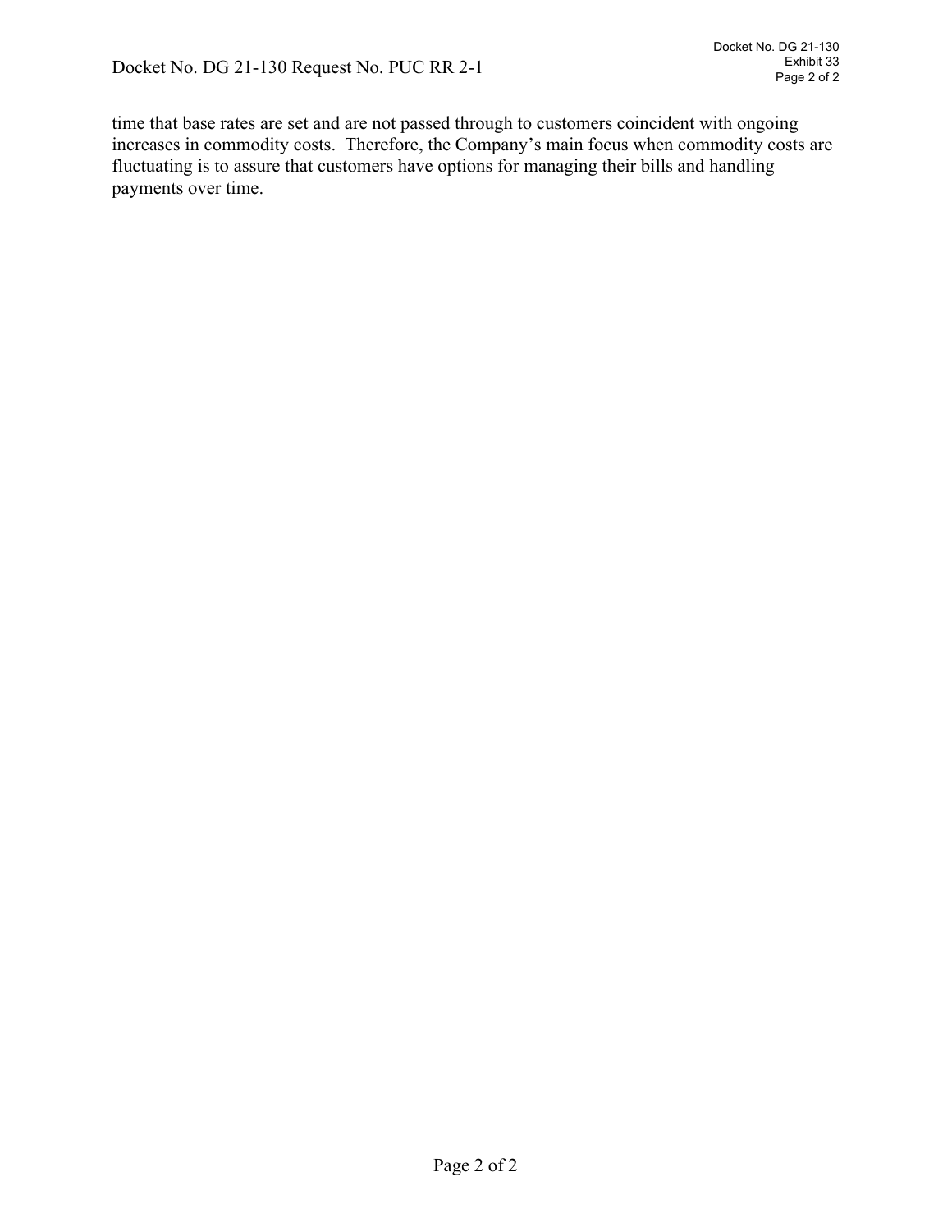time that base rates are set and are not passed through to customers coincident with ongoing increases in commodity costs. Therefore, the Company's main focus when commodity costs are fluctuating is to assure that customers have options for managing their bills and handling payments over time.